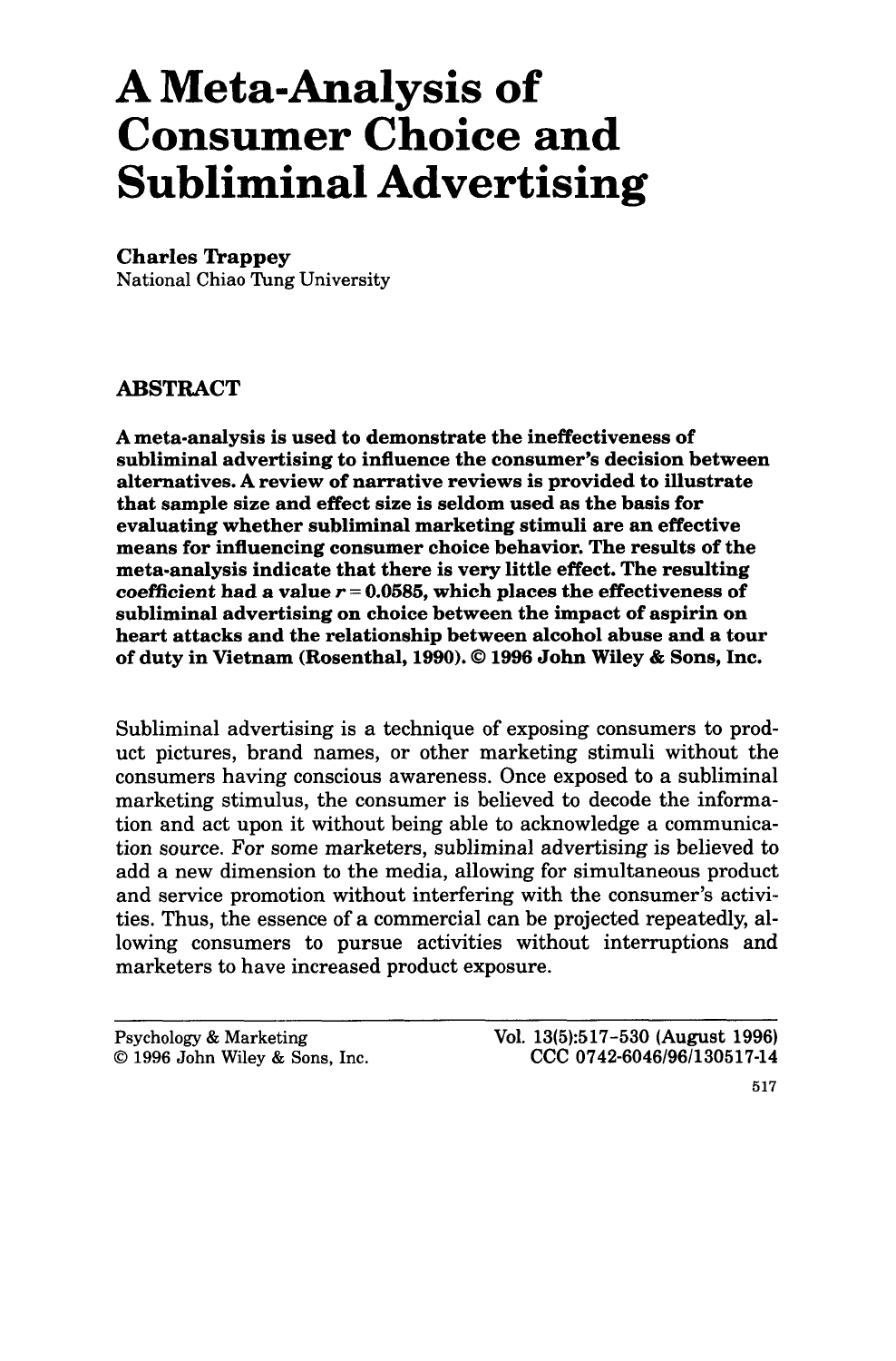# A Meta-Analysis of Consumer Choice and Subliminal Advertising

**Charles Trappey**
National Chiao Tung University

## ABSTRACT

**A meta-analysis is used to demonstrate the ineffectiveness of subliminal advertising to influence the consumer's decision between alternatives. A review of narrative reviews is provided to illustrate that sample size and effect size is seldom used as the basis for evaluating whether subliminal marketing stimuli are an effective means for influencing consumer choice behavior. The results of the meta-analysis indicate that there is very little effect. The resulting *coefficient* had a value $r = 0.0585$, which places the effectiveness of subliminal advertising on choice between the impact of aspirin on heart attacks and the relationship between alcohol abuse and a tour of duty in Vietnam (Rosenthal, 1990). © 1996 John Wiley & Sons, Inc.**

Subliminal advertising is a technique of exposing consumers to product pictures, brand names, or other marketing stimuli without the consumers having conscious awareness. Once exposed to a subliminal marketing stimulus, the consumer is believed to decode the information and act upon it without being able to acknowledge a communication source. For some marketers, subliminal advertising is believed to add a new dimension to the media, allowing for simultaneous product and service promotion without interfering with the consumer's activities. Thus, the essence of a commercial can be projected repeatedly, allowing consumers to pursue activities without interruptions and marketers to have increased product exposure.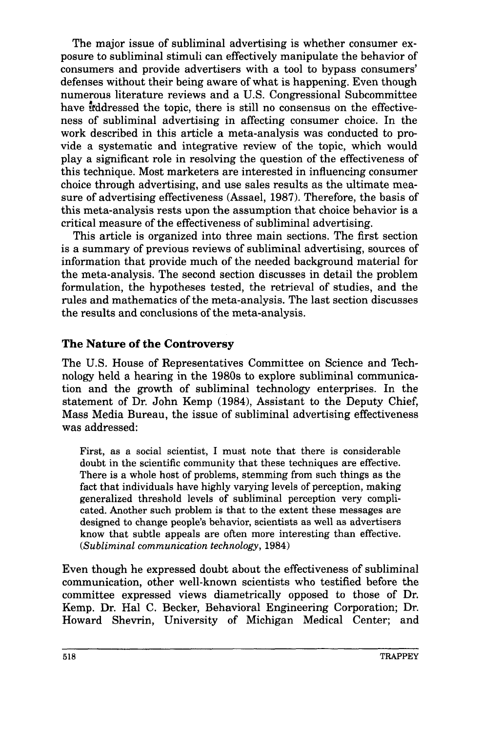The major issue of subliminal advertising is whether consumer exposure to subliminal stimuli can effectively manipulate the behavior of consumers and provide advertisers with a tool to bypass consumers' defenses without their being aware of what is happening. Even though numerous literature reviews and a U.S. Congressional Subcommittee have addressed the topic, there is still no consensus on the effectiveness of subliminal advertising in affecting consumer choice. In the work described in this article a meta-analysis was conducted to provide a systematic and integrative review of the topic, which would play a significant role in resolving the question of the effectiveness of this technique. Most marketers are interested in influencing consumer choice through advertising, and use sales results as the ultimate measure of advertising effectiveness (Assael, 1987). Therefore, the basis of this meta-analysis rests upon the assumption that choice behavior is a critical measure of the effectiveness of subliminal advertising.

This article is organized into three main sections. The first section is a summary of previous reviews of subliminal advertising, sources of information that provide much of the needed background material for the meta-analysis. The second section discusses in detail the problem formulation, the hypotheses tested, the retrieval of studies, and the rules and mathematics of the meta-analysis. The last section discusses the results and conclusions of the meta-analysis.

## The Nature of the Controversy

The U.S. House of Representatives Committee on Science and Technology held a hearing in the 1980s to explore subliminal communication and the growth of subliminal technology enterprises. In the statement of Dr. John Kemp (1984), Assistant to the Deputy Chief, Mass Media Bureau, the issue of subliminal advertising effectiveness was addressed:

> First, as a social scientist, I must note that there is considerable doubt in the scientific community that these techniques are effective. There is a whole host of problems, stemming from such things as the fact that individuals have highly varying levels of perception, making generalized threshold levels of subliminal perception very complicated. Another such problem is that to the extent these messages are designed to change people's behavior, scientists as well as advertisers know that subtle appeals are often more interesting than effective. (*Subliminal communication technology*, 1984)

Even though he expressed doubt about the effectiveness of subliminal communication, other well-known scientists who testified before the committee expressed views diametrically opposed to those of Dr. Kemp. Dr. Hal C. Becker, Behavioral Engineering Corporation; Dr. Howard Shevrin, University of Michigan Medical Center; and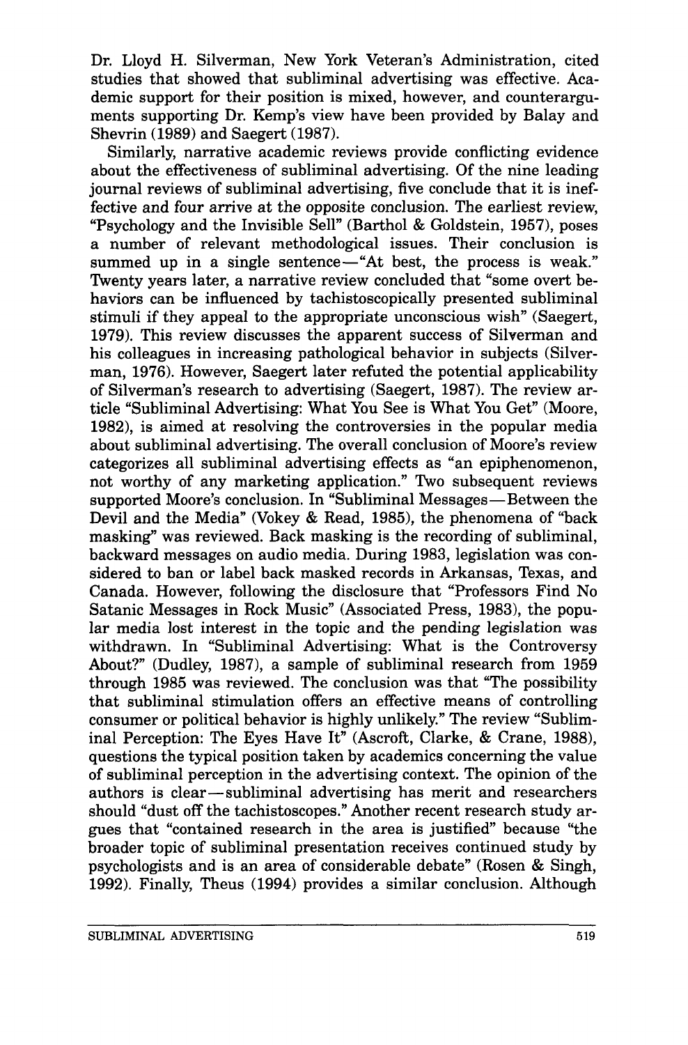Dr. Lloyd H. Silverman, New York Veteran's Administration, cited studies that showed that subliminal advertising was effective. Academic support for their position is mixed, however, and counterarguments supporting Dr. Kemp's view have been provided by Balay and Shevrin (1989) and Saegert (1987).

Similarly, narrative academic reviews provide conflicting evidence about the effectiveness of subliminal advertising. Of the nine leading journal reviews of subliminal advertising, five conclude that it is ineffective and four arrive at the opposite conclusion. The earliest review, "Psychology and the Invisible Sell" (Barthol & Goldstein, 1957), poses a number of relevant methodological issues. Their conclusion is summed up in a single sentence—"At best, the process is weak." Twenty years later, a narrative review concluded that "some overt behaviors can be influenced by tachistoscopically presented subliminal stimuli if they appeal to the appropriate unconscious wish" (Saegert, 1979). This review discusses the apparent success of Silverman and his colleagues in increasing pathological behavior in subjects (Silverman, 1976). However, Saegert later refuted the potential applicability of Silverman's research to advertising (Saegert, 1987). The review article "Subliminal Advertising: What You See is What You Get" (Moore, 1982), is aimed at resolving the controversies in the popular media about subliminal advertising. The overall conclusion of Moore's review categorizes all subliminal advertising effects as "an epiphenomenon, not worthy of any marketing application." Two subsequent reviews supported Moore's conclusion. In "Subliminal Messages—Between the Devil and the Media" (Vokey & Read, 1985), the phenomena of "back masking" was reviewed. Back masking is the recording of subliminal, backward messages on audio media. During 1983, legislation was considered to ban or label back masked records in Arkansas, Texas, and Canada. However, following the disclosure that "Professors Find No Satanic Messages in Rock Music" (Associated Press, 1983), the popular media lost interest in the topic and the pending legislation was withdrawn. In "Subliminal Advertising: What is the Controversy About?" (Dudley, 1987), a sample of subliminal research from 1959 through 1985 was reviewed. The conclusion was that "The possibility that subliminal stimulation offers an effective means of controlling consumer or political behavior is highly unlikely." The review "Subliminal Perception: The Eyes Have It" (Ascroft, Clarke, & Crane, 1988), questions the typical position taken by academics concerning the value of subliminal perception in the advertising context. The opinion of the authors is clear—subliminal advertising has merit and researchers should "dust off the tachistoscopes." Another recent research study argues that "contained research in the area is justified" because "the broader topic of subliminal presentation receives continued study by psychologists and is an area of considerable debate" (Rosen & Singh, 1992). Finally, Theus (1994) provides a similar conclusion. Although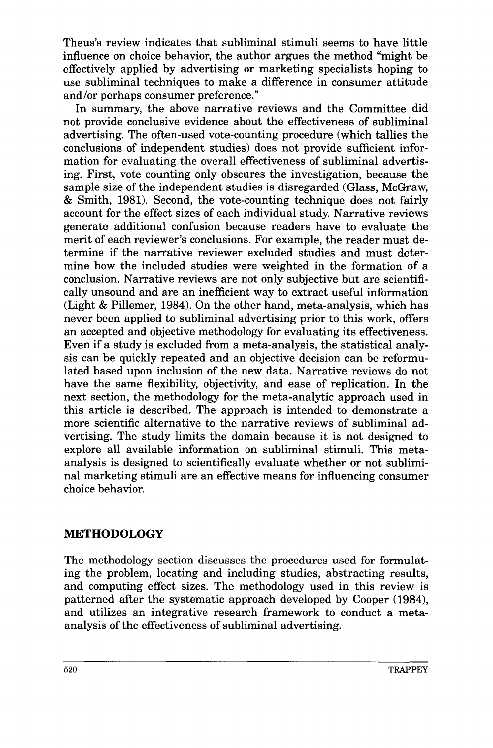Theus's review indicates that subliminal stimuli seems to have little influence on choice behavior, the author argues the method "might be effectively applied by advertising or marketing specialists hoping to use subliminal techniques to make a difference in consumer attitude and/or perhaps consumer preference."

In summary, the above narrative reviews and the Committee did not provide conclusive evidence about the effectiveness of subliminal advertising. The often-used vote-counting procedure (which tallies the conclusions of independent studies) does not provide sufficient information for evaluating the overall effectiveness of subliminal advertising. First, vote counting only obscures the investigation, because the sample size of the independent studies is disregarded (Glass, McGraw, & Smith, 1981). Second, the vote-counting technique does not fairly account for the effect sizes of each individual study. Narrative reviews generate additional confusion because readers have to evaluate the merit of each reviewer's conclusions. For example, the reader must determine if the narrative reviewer excluded studies and must determine how the included studies were weighted in the formation of a conclusion. Narrative reviews are not only subjective but are scientifically unsound and are an inefficient way to extract useful information (Light & Pillemer, 1984). On the other hand, meta-analysis, which has never been applied to subliminal advertising prior to this work, offers an accepted and objective methodology for evaluating its effectiveness. Even if a study is excluded from a meta-analysis, the statistical analysis can be quickly repeated and an objective decision can be reformulated based upon inclusion of the new data. Narrative reviews do not have the same flexibility, objectivity, and ease of replication. In the next section, the methodology for the meta-analytic approach used in this article is described. The approach is intended to demonstrate a more scientific alternative to the narrative reviews of subliminal advertising. The study limits the domain because it is not designed to explore all available information on subliminal stimuli. This meta-analysis is designed to scientifically evaluate whether or not subliminal marketing stimuli are an effective means for influencing consumer choice behavior.

## METHODOLOGY

The methodology section discusses the procedures used for formulating the problem, locating and including studies, abstracting results, and computing effect sizes. The methodology used in this review is patterned after the systematic approach developed by Cooper (1984), and utilizes an integrative research framework to conduct a meta-analysis of the effectiveness of subliminal advertising.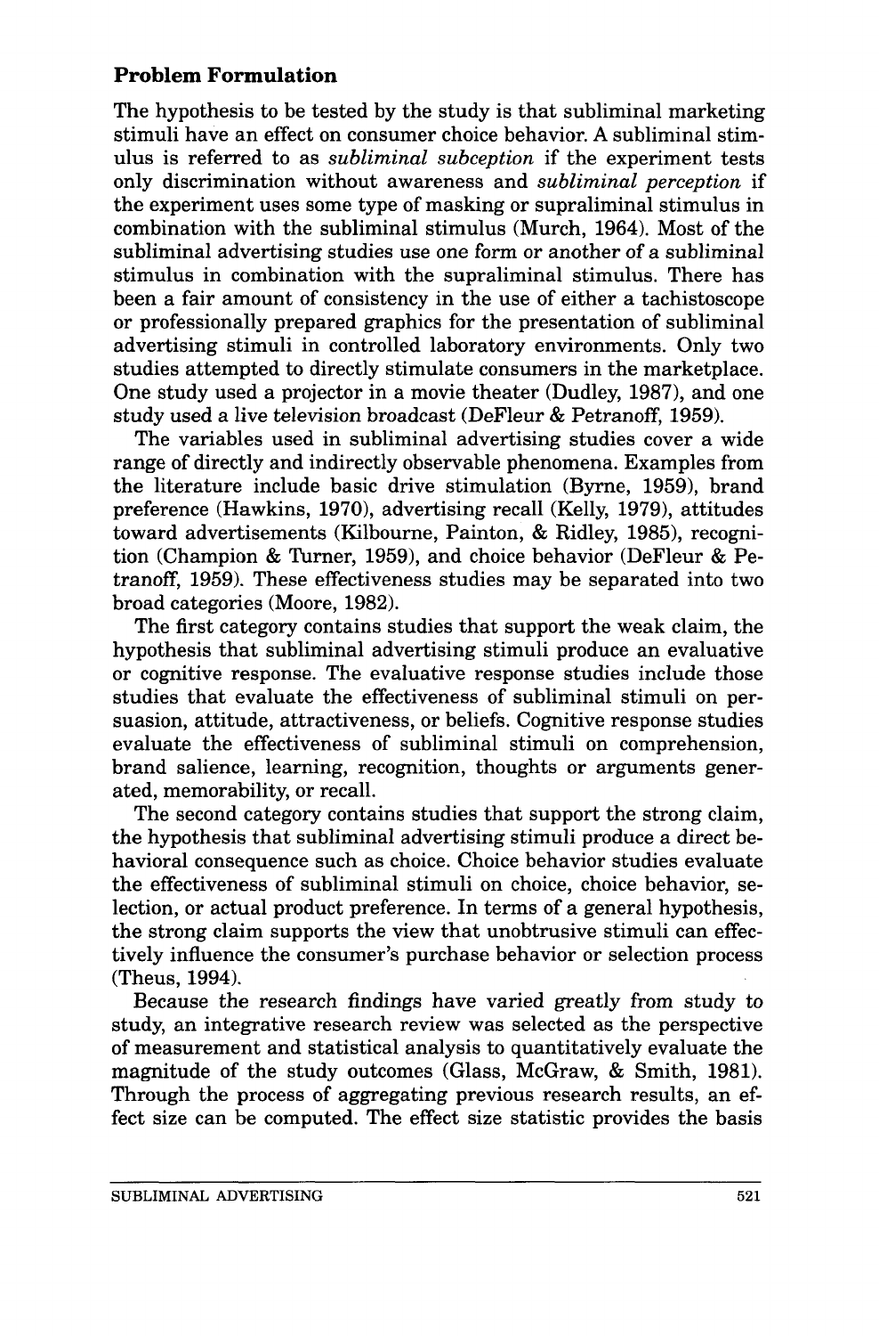## Problem Formulation

The hypothesis to be tested by the study is that subliminal marketing stimuli have an effect on consumer choice behavior. A subliminal stimulus is referred to as *subliminal subception* if the experiment tests only discrimination without awareness and *subliminal perception* if the experiment uses some type of masking or supraliminal stimulus in combination with the subliminal stimulus (Murch, 1964). Most of the subliminal advertising studies use one form or another of a subliminal stimulus in combination with the supraliminal stimulus. There has been a fair amount of consistency in the use of either a tachistoscope or professionally prepared graphics for the presentation of subliminal advertising stimuli in controlled laboratory environments. Only two studies attempted to directly stimulate consumers in the marketplace. One study used a projector in a movie theater (Dudley, 1987), and one study used a live television broadcast (DeFleur & Petranoff, 1959).

The variables used in subliminal advertising studies cover a wide range of directly and indirectly observable phenomena. Examples from the literature include basic drive stimulation (Byrne, 1959), brand preference (Hawkins, 1970), advertising recall (Kelly, 1979), attitudes toward advertisements (Kilbourne, Painton, & Ridley, 1985), recognition (Champion & Turner, 1959), and choice behavior (DeFleur & Petranoff, 1959). These effectiveness studies may be separated into two broad categories (Moore, 1982).

The first category contains studies that support the weak claim, the hypothesis that subliminal advertising stimuli produce an evaluative or cognitive response. The evaluative response studies include those studies that evaluate the effectiveness of subliminal stimuli on persuasion, attitude, attractiveness, or beliefs. Cognitive response studies evaluate the effectiveness of subliminal stimuli on comprehension, brand salience, learning, recognition, thoughts or arguments generated, memorability, or recall.

The second category contains studies that support the strong claim, the hypothesis that subliminal advertising stimuli produce a direct behavioral consequence such as choice. Choice behavior studies evaluate the effectiveness of subliminal stimuli on choice, choice behavior, selection, or actual product preference. In terms of a general hypothesis, the strong claim supports the view that unobtrusive stimuli can effectively influence the consumer's purchase behavior or selection process (Theus, 1994).

Because the research findings have varied greatly from study to study, an integrative research review was selected as the perspective of measurement and statistical analysis to quantitatively evaluate the magnitude of the study outcomes (Glass, McGraw, & Smith, 1981). Through the process of aggregating previous research results, an effect size can be computed. The effect size statistic provides the basis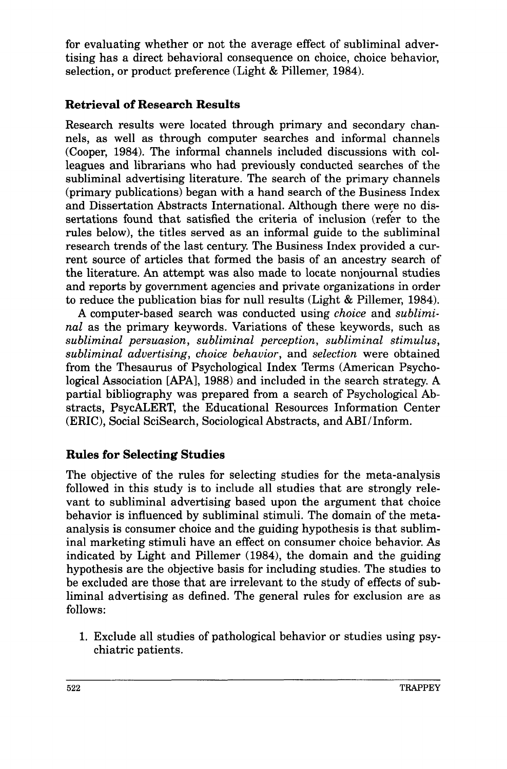for evaluating whether or not the average effect of subliminal advertising has a direct behavioral consequence on choice, choice behavior, selection, or product preference (Light & Pillemer, 1984).

### Retrieval of Research Results

Research results were located through primary and secondary channels, as well as through computer searches and informal channels (Cooper, 1984). The informal channels included discussions with colleagues and librarians who had previously conducted searches of the subliminal advertising literature. The search of the primary channels (primary publications) began with a hand search of the Business Index and Dissertation Abstracts International. Although there were no dissertations found that satisfied the criteria of inclusion (refer to the rules below), the titles served as an informal guide to the subliminal research trends of the last century. The Business Index provided a current source of articles that formed the basis of an ancestry search of the literature. An attempt was also made to locate nonjournal studies and reports by government agencies and private organizations in order to reduce the publication bias for null results (Light & Pillemer, 1984).

A computer-based search was conducted using *choice* and *subliminal* as the primary keywords. Variations of these keywords, such as *subliminal persuasion*, *subliminal perception*, *subliminal stimulus*, *subliminal advertising*, *choice behavior*, and *selection* were obtained from the Thesaurus of Psychological Index Terms (American Psychological Association [APA], 1988) and included in the search strategy. A partial bibliography was prepared from a search of Psychological Abstracts, PsycALERT, the Educational Resources Information Center (ERIC), Social SciSearch, Sociological Abstracts, and ABI/Inform.

### Rules for Selecting Studies

The objective of the rules for selecting studies for the meta-analysis followed in this study is to include all studies that are strongly relevant to subliminal advertising based upon the argument that choice behavior is influenced by subliminal stimuli. The domain of the meta-analysis is consumer choice and the guiding hypothesis is that subliminal marketing stimuli have an effect on consumer choice behavior. As indicated by Light and Pillemer (1984), the domain and the guiding hypothesis are the objective basis for including studies. The studies to be excluded are those that are irrelevant to the study of effects of subliminal advertising as defined. The general rules for exclusion are as follows:

1. Exclude all studies of pathological behavior or studies using psychiatric patients.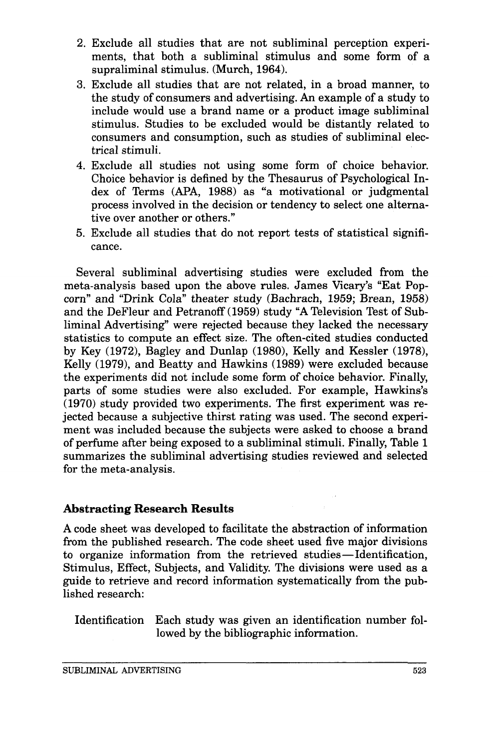2. Exclude all studies that are not subliminal perception experiments, that both a subliminal stimulus and some form of a supraliminal stimulus. (Murch, 1964).
3. Exclude all studies that are not related, in a broad manner, to the study of consumers and advertising. An example of a study to include would use a brand name or a product image subliminal stimulus. Studies to be excluded would be distantly related to consumers and consumption, such as studies of subliminal electrical stimuli.
4. Exclude all studies not using some form of choice behavior. Choice behavior is defined by the Thesaurus of Psychological Index of Terms (APA, 1988) as "a motivational or judgmental process involved in the decision or tendency to select one alternative over another or others."
5. Exclude all studies that do not report tests of statistical significance.

Several subliminal advertising studies were excluded from the meta-analysis based upon the above rules. James Vicary's "Eat Popcorn" and "Drink Cola" theater study (Bachrach, 1959; Brean, 1958) and the DeFleur and Petranoff (1959) study "A Television Test of Subliminal Advertising" were rejected because they lacked the necessary statistics to compute an effect size. The often-cited studies conducted by Key (1972), Bagley and Dunlap (1980), Kelly and Kessler (1978), Kelly (1979), and Beatty and Hawkins (1989) were excluded because the experiments did not include some form of choice behavior. Finally, parts of some studies were also excluded. For example, Hawkins's (1970) study provided two experiments. The first experiment was rejected because a subjective thirst rating was used. The second experiment was included because the subjects were asked to choose a brand of perfume after being exposed to a subliminal stimuli. Finally, Table 1 summarizes the subliminal advertising studies reviewed and selected for the meta-analysis.

### Abstracting Research Results

A code sheet was developed to facilitate the abstraction of information from the published research. The code sheet used five major divisions to organize information from the retrieved studies—Identification, Stimulus, Effect, Subjects, and Validity. The divisions were used as a guide to retrieve and record information systematically from the published research:

Identification Each study was given an identification number followed by the bibliographic information.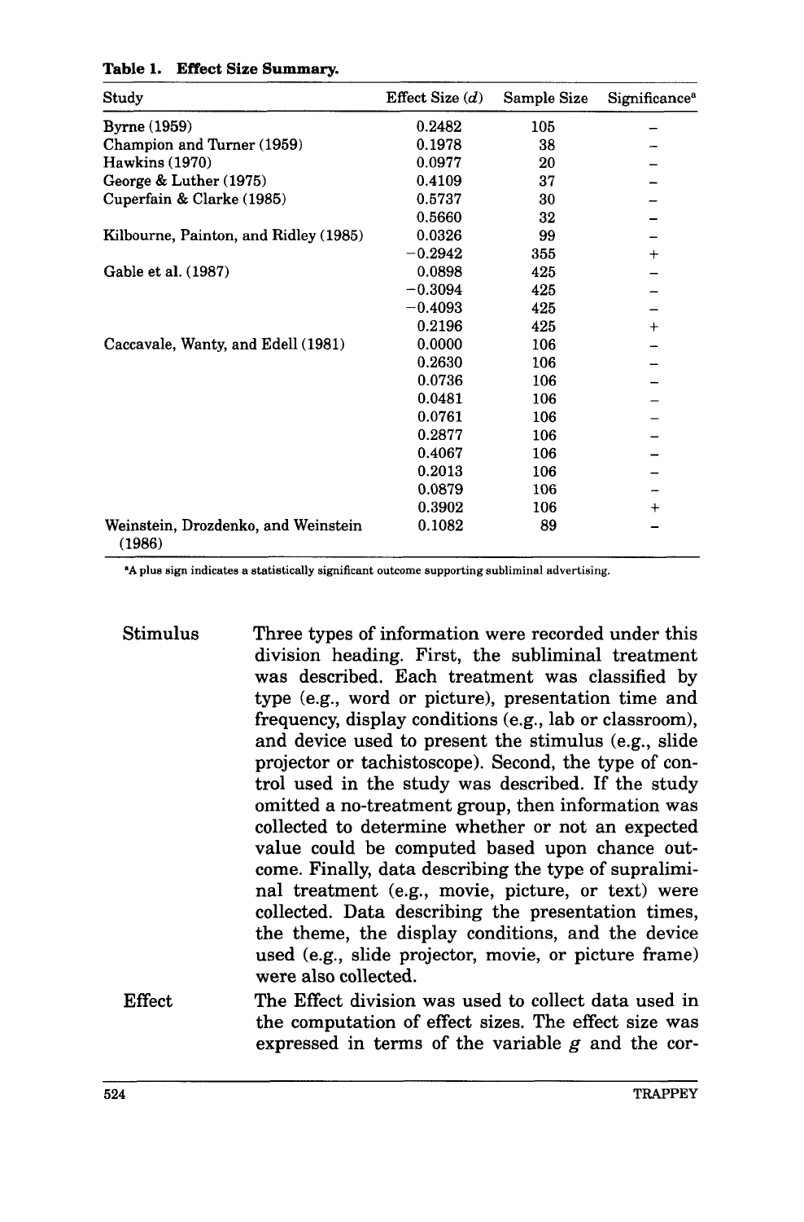**Table 1. Effect Size Summary.**

| Study | Effect Size ($d$) | Sample Size | Significance[a] |
|---|---|---|---|
| Byrne (1959) | 0.2482 | 105 | − |
| Champion and Turner (1959) | 0.1978 | 38 | − |
| Hawkins (1970) | 0.0977 | 20 | − |
| George & Luther (1975) | 0.4109 | 37 | − |
| Cuperfain & Clarke (1985) | 0.5737 | 30 | − |
| | 0.5660 | 32 | − |
| Kilbourne, Painton, and Ridley (1985) | 0.0326 | 99 | − |
| | −0.2942 | 355 | + |
| Gable et al. (1987) | 0.0898 | 425 | − |
| | −0.3094 | 425 | − |
| | −0.4093 | 425 | − |
| | 0.2196 | 425 | + |
| Caccavale, Wanty, and Edell (1981) | 0.0000 | 106 | − |
| | 0.2630 | 106 | − |
| | 0.0736 | 106 | − |
| | 0.0481 | 106 | − |
| | 0.0761 | 106 | − |
| | 0.2877 | 106 | − |
| | 0.4067 | 106 | − |
| | 0.2013 | 106 | − |
| | 0.0879 | 106 | − |
| | 0.3902 | 106 | + |
| Weinstein, Drozdenko, and Weinstein (1986) | 0.1082 | 89 | − |

[a]A plus sign indicates a statistically significant outcome supporting subliminal advertising.

**Stimulus** Three types of information were recorded under this division heading. First, the subliminal treatment was described. Each treatment was classified by type (e.g., word or picture), presentation time and frequency, display conditions (e.g., lab or classroom), and device used to present the stimulus (e.g., slide projector or tachistoscope). Second, the type of control used in the study was described. If the study omitted a no-treatment group, then information was collected to determine whether or not an expected value could be computed based upon chance outcome. Finally, data describing the type of supraliminal treatment (e.g., movie, picture, or text) were collected. Data describing the presentation times, the theme, the display conditions, and the device used (e.g., slide projector, movie, or picture frame) were also collected.

**Effect** The Effect division was used to collect data used in the computation of effect sizes. The effect size was expressed in terms of the variable $g$ and the cor-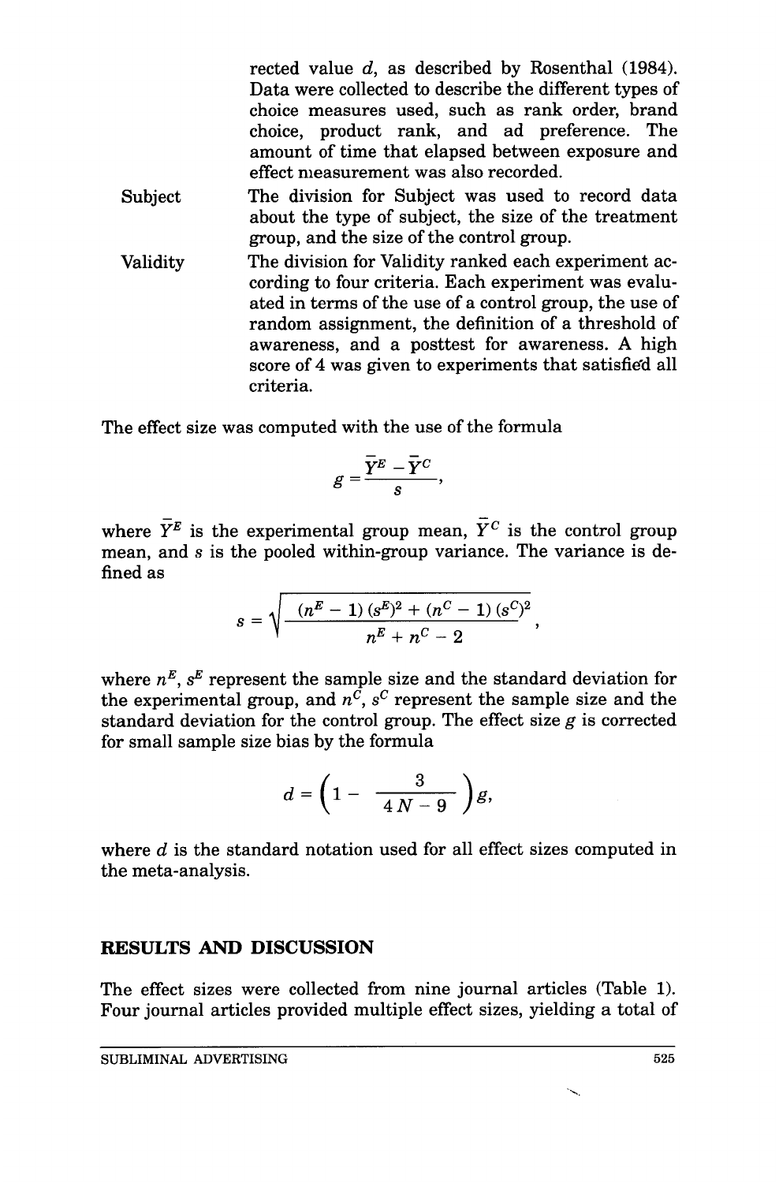rected value $d$, as described by Rosenthal (1984). Data were collected to describe the different types of choice measures used, such as rank order, brand choice, product rank, and ad preference. The amount of time that elapsed between exposure and effect measurement was also recorded.

Subject — The division for Subject was used to record data about the type of subject, the size of the treatment group, and the size of the control group.

Validity — The division for Validity ranked each experiment according to four criteria. Each experiment was evaluated in terms of the use of a control group, the use of random assignment, the definition of a threshold of awareness, and a posttest for awareness. A high score of 4 was given to experiments that satisfied all criteria.

The effect size was computed with the use of the formula

$$g = \frac{\bar{Y}^E - \bar{Y}^C}{s},$$

where $\bar{Y}^E$ is the experimental group mean, $\bar{Y}^C$ is the control group mean, and $s$ is the pooled within-group variance. The variance is defined as

$$s = \sqrt{\frac{(n^E - 1)(s^E)^2 + (n^C - 1)(s^C)^2}{n^E + n^C - 2}},$$

where $n^E$, $s^E$ represent the sample size and the standard deviation for the experimental group, and $n^C$, $s^C$ represent the sample size and the standard deviation for the control group. The effect size $g$ is corrected for small sample size bias by the formula

$$d = \left(1 - \frac{3}{4N - 9}\right) g,$$

where $d$ is the standard notation used for all effect sizes computed in the meta-analysis.

## RESULTS AND DISCUSSION

The effect sizes were collected from nine journal articles (Table 1). Four journal articles provided multiple effect sizes, yielding a total of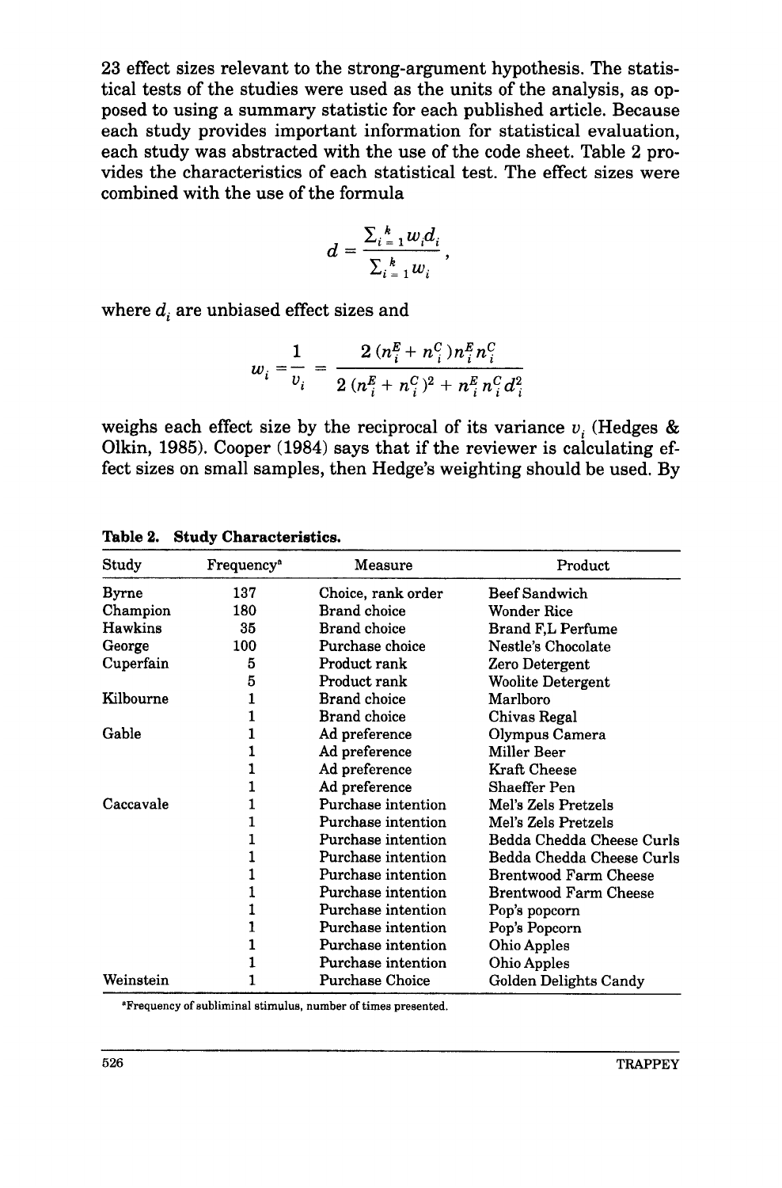23 effect sizes relevant to the strong-argument hypothesis. The statistical tests of the studies were used as the units of the analysis, as opposed to using a summary statistic for each published article. Because each study provides important information for statistical evaluation, each study was abstracted with the use of the code sheet. Table 2 provides the characteristics of each statistical test. The effect sizes were combined with the use of the formula

$$d = \frac{\sum_{i=1}^{k} w_i d_i}{\sum_{i=1}^{k} w_i},$$

where $d_i$ are unbiased effect sizes and

$$w_i = \frac{1}{v_i} = \frac{2\,(n_i^E + n_i^C)\,n_i^E n_i^C}{2\,(n_i^E + n_i^C)^2 + n_i^E n_i^C d_i^2}$$

weighs each effect size by the reciprocal of its variance $v_i$ (Hedges & Olkin, 1985). Cooper (1984) says that if the reviewer is calculating effect sizes on small samples, then Hedge's weighting should be used. By

**Table 2. Study Characteristics.**

| Study | Frequency[a] | Measure | Product |
|---|---|---|---|
| Byrne | 137 | Choice, rank order | Beef Sandwich |
| Champion | 180 | Brand choice | Wonder Rice |
| Hawkins | 35 | Brand choice | Brand F,L Perfume |
| George | 100 | Purchase choice | Nestle's Chocolate |
| Cuperfain | 5 | Product rank | Zero Detergent |
| | 5 | Product rank | Woolite Detergent |
| Kilbourne | 1 | Brand choice | Marlboro |
| | 1 | Brand choice | Chivas Regal |
| Gable | 1 | Ad preference | Olympus Camera |
| | 1 | Ad preference | Miller Beer |
| | 1 | Ad preference | Kraft Cheese |
| | 1 | Ad preference | Shaeffer Pen |
| Caccavale | 1 | Purchase intention | Mel's Zels Pretzels |
| | 1 | Purchase intention | Mel's Zels Pretzels |
| | 1 | Purchase intention | Bedda Chedda Cheese Curls |
| | 1 | Purchase intention | Bedda Chedda Cheese Curls |
| | 1 | Purchase intention | Brentwood Farm Cheese |
| | 1 | Purchase intention | Brentwood Farm Cheese |
| | 1 | Purchase intention | Pop's popcorn |
| | 1 | Purchase intention | Pop's Popcorn |
| | 1 | Purchase intention | Ohio Apples |
| | 1 | Purchase intention | Ohio Apples |
| Weinstein | 1 | Purchase Choice | Golden Delights Candy |

[a]Frequency of subliminal stimulus, number of times presented.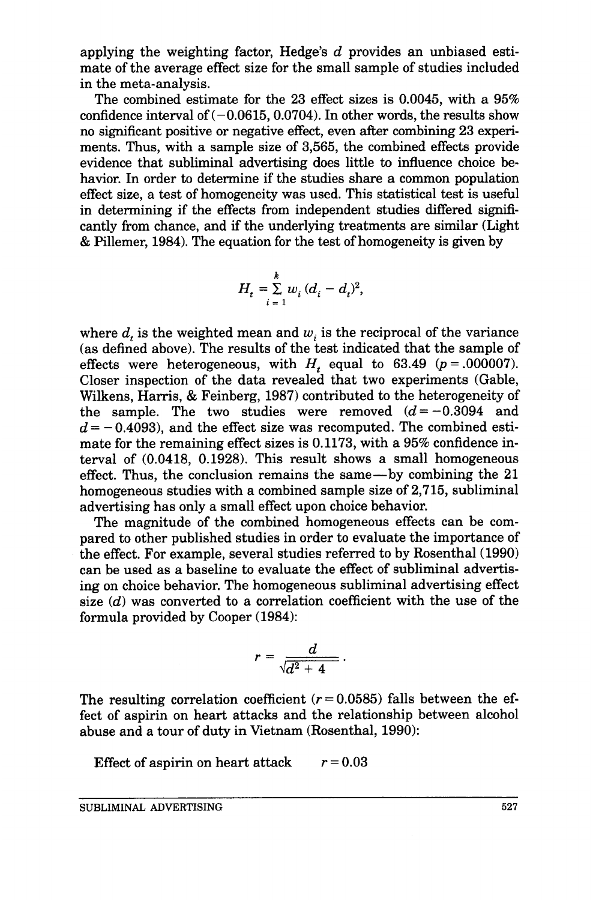applying the weighting factor, Hedge's $d$ provides an unbiased estimate of the average effect size for the small sample of studies included in the meta-analysis.

The combined estimate for the 23 effect sizes is 0.0045, with a 95% confidence interval of (−0.0615, 0.0704). In other words, the results show no significant positive or negative effect, even after combining 23 experiments. Thus, with a sample size of 3,565, the combined effects provide evidence that subliminal advertising does little to influence choice behavior. In order to determine if the studies share a common population effect size, a test of homogeneity was used. This statistical test is useful in determining if the effects from independent studies differed significantly from chance, and if the underlying treatments are similar (Light & Pillemer, 1984). The equation for the test of homogeneity is given by

$$H_t = \sum_{i=1}^{k} w_i (d_i - d_t)^2,$$

where $d_t$ is the weighted mean and $w_i$ is the reciprocal of the variance (as defined above). The results of the test indicated that the sample of effects were heterogeneous, with $H_t$ equal to 63.49 ($p = .000007$). Closer inspection of the data revealed that two experiments (Gable, Wilkens, Harris, & Feinberg, 1987) contributed to the heterogeneity of the sample. The two studies were removed ($d = -0.3094$ and $d = -0.4093$), and the effect size was recomputed. The combined estimate for the remaining effect sizes is 0.1173, with a 95% confidence interval of (0.0418, 0.1928). This result shows a small homogeneous effect. Thus, the conclusion remains the same—by combining the 21 homogeneous studies with a combined sample size of 2,715, subliminal advertising has only a small effect upon choice behavior.

The magnitude of the combined homogeneous effects can be compared to other published studies in order to evaluate the importance of the effect. For example, several studies referred to by Rosenthal (1990) can be used as a baseline to evaluate the effect of subliminal advertising on choice behavior. The homogeneous subliminal advertising effect size ($d$) was converted to a correlation coefficient with the use of the formula provided by Cooper (1984):

$$r = \frac{d}{\sqrt{d^2 + 4}}.$$

The resulting correlation coefficient ($r = 0.0585$) falls between the effect of aspirin on heart attacks and the relationship between alcohol abuse and a tour of duty in Vietnam (Rosenthal, 1990):

Effect of aspirin on heart attack $r = 0.03$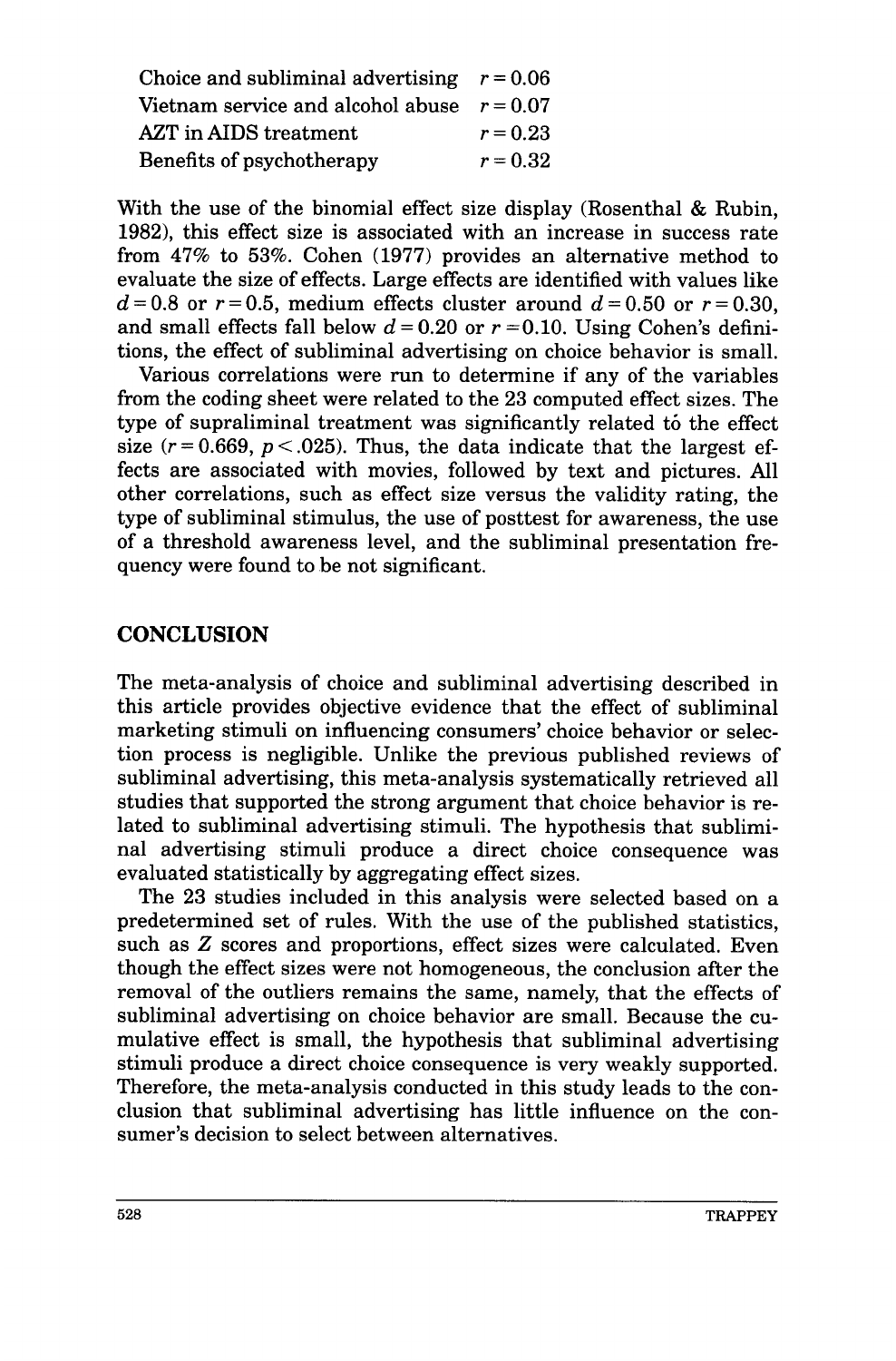| | |
|---|---|
| Choice and subliminal advertising | $r = 0.06$ |
| Vietnam service and alcohol abuse | $r = 0.07$ |
| AZT in AIDS treatment | $r = 0.23$ |
| Benefits of psychotherapy | $r = 0.32$ |

With the use of the binomial effect size display (Rosenthal & Rubin, 1982), this effect size is associated with an increase in success rate from 47% to 53%. Cohen (1977) provides an alternative method to evaluate the size of effects. Large effects are identified with values like $d = 0.8$ or $r = 0.5$, medium effects cluster around $d = 0.50$ or $r = 0.30$, and small effects fall below $d = 0.20$ or $r = 0.10$. Using Cohen's definitions, the effect of subliminal advertising on choice behavior is small.

Various correlations were run to determine if any of the variables from the coding sheet were related to the 23 computed effect sizes. The type of supraliminal treatment was significantly related tó the effect size ($r = 0.669$, $p < .025$). Thus, the data indicate that the largest effects are associated with movies, followed by text and pictures. All other correlations, such as effect size versus the validity rating, the type of subliminal stimulus, the use of posttest for awareness, the use of a threshold awareness level, and the subliminal presentation frequency were found to be not significant.

## CONCLUSION

The meta-analysis of choice and subliminal advertising described in this article provides objective evidence that the effect of subliminal marketing stimuli on influencing consumers' choice behavior or selection process is negligible. Unlike the previous published reviews of subliminal advertising, this meta-analysis systematically retrieved all studies that supported the strong argument that choice behavior is related to subliminal advertising stimuli. The hypothesis that subliminal advertising stimuli produce a direct choice consequence was evaluated statistically by aggregating effect sizes.

The 23 studies included in this analysis were selected based on a predetermined set of rules. With the use of the published statistics, such as $Z$ scores and proportions, effect sizes were calculated. Even though the effect sizes were not homogeneous, the conclusion after the removal of the outliers remains the same, namely, that the effects of subliminal advertising on choice behavior are small. Because the cumulative effect is small, the hypothesis that subliminal advertising stimuli produce a direct choice consequence is very weakly supported. Therefore, the meta-analysis conducted in this study leads to the conclusion that subliminal advertising has little influence on the consumer's decision to select between alternatives.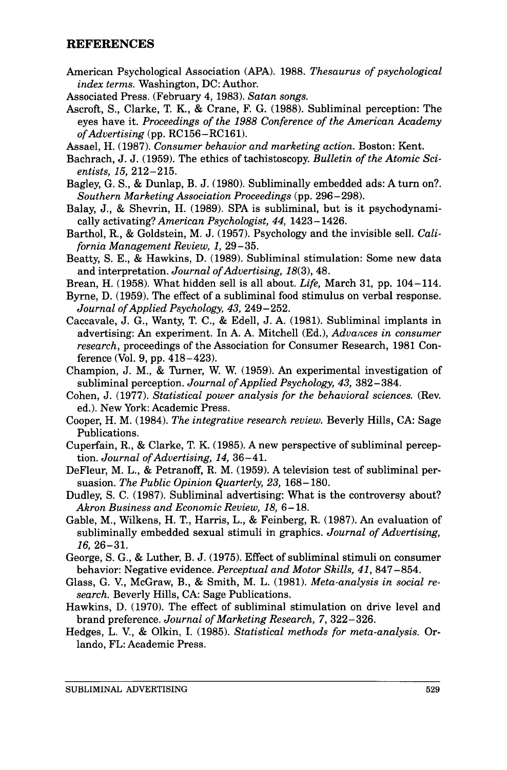## REFERENCES

American Psychological Association (APA). 1988. *Thesaurus of psychological index terms*. Washington, DC: Author.

Associated Press. (February 4, 1983). *Satan songs*.

Ascroft, S., Clarke, T. K., & Crane, F. G. (1988). Subliminal perception: The eyes have it. *Proceedings of the 1988 Conference of the American Academy of Advertising* (pp. RC156–RC161).

Assael, H. (1987). *Consumer behavior and marketing action*. Boston: Kent.

Bachrach, J. J. (1959). The ethics of tachistoscopy. *Bulletin of the Atomic Scientists, 15,* 212–215.

Bagley, G. S., & Dunlap, B. J. (1980). Subliminally embedded ads: A turn on?. *Southern Marketing Association Proceedings* (pp. 296–298).

Balay, J., & Shevrin, H. (1989). SPA is subliminal, but is it psychodynamically activating? *American Psychologist, 44,* 1423–1426.

Barthol, R., & Goldstein, M. J. (1957). Psychology and the invisible sell. *California Management Review, 1,* 29–35.

Beatty, S. E., & Hawkins, D. (1989). Subliminal stimulation: Some new data and interpretation. *Journal of Advertising, 18*(3), 48.

Brean, H. (1958). What hidden sell is all about. *Life,* March 31, pp. 104–114.

Byrne, D. (1959). The effect of a subliminal food stimulus on verbal response. *Journal of Applied Psychology, 43,* 249–252.

Caccavale, J. G., Wanty, T. C., & Edell, J. A. (1981). Subliminal implants in advertising: An experiment. In A. A. Mitchell (Ed.), *Advances in consumer research*, proceedings of the Association for Consumer Research, 1981 Conference (Vol. 9, pp. 418–423).

Champion, J. M., & Turner, W. W. (1959). An experimental investigation of subliminal perception. *Journal of Applied Psychology, 43,* 382–384.

Cohen, J. (1977). *Statistical power analysis for the behavioral sciences.* (Rev. ed.). New York: Academic Press.

Cooper, H. M. (1984). *The integrative research review.* Beverly Hills, CA: Sage Publications.

Cuperfain, R., & Clarke, T. K. (1985). A new perspective of subliminal perception. *Journal of Advertising, 14,* 36–41.

DeFleur, M. L., & Petranoff, R. M. (1959). A television test of subliminal persuasion. *The Public Opinion Quarterly, 23,* 168–180.

Dudley, S. C. (1987). Subliminal advertising: What is the controversy about? *Akron Business and Economic Review, 18,* 6–18.

Gable, M., Wilkens, H. T., Harris, L., & Feinberg, R. (1987). An evaluation of subliminally embedded sexual stimuli in graphics. *Journal of Advertising, 16,* 26–31.

George, S. G., & Luther, B. J. (1975). Effect of subliminal stimuli on consumer behavior: Negative evidence. *Perceptual and Motor Skills, 41,* 847–854.

Glass, G. V., McGraw, B., & Smith, M. L. (1981). *Meta-analysis in social research.* Beverly Hills, CA: Sage Publications.

Hawkins, D. (1970). The effect of subliminal stimulation on drive level and brand preference. *Journal of Marketing Research, 7,* 322–326.

Hedges, L. V., & Olkin, I. (1985). *Statistical methods for meta-analysis.* Orlando, FL: Academic Press.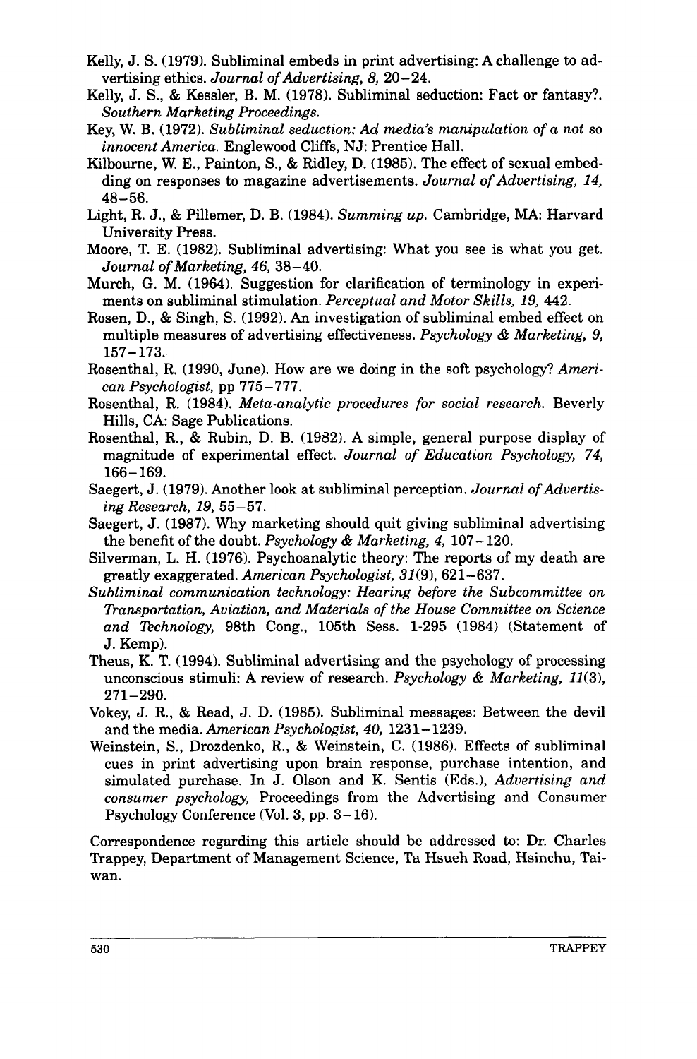Kelly, J. S. (1979). Subliminal embeds in print advertising: A challenge to advertising ethics. *Journal of Advertising, 8,* 20–24.

Kelly, J. S., & Kessler, B. M. (1978). Subliminal seduction: Fact or fantasy?. *Southern Marketing Proceedings.*

Key, W. B. (1972). *Subliminal seduction: Ad media's manipulation of a not so innocent America.* Englewood Cliffs, NJ: Prentice Hall.

Kilbourne, W. E., Painton, S., & Ridley, D. (1985). The effect of sexual embedding on responses to magazine advertisements. *Journal of Advertising, 14,* 48–56.

Light, R. J., & Pillemer, D. B. (1984). *Summing up.* Cambridge, MA: Harvard University Press.

Moore, T. E. (1982). Subliminal advertising: What you see is what you get. *Journal of Marketing, 46,* 38–40.

Murch, G. M. (1964). Suggestion for clarification of terminology in experiments on subliminal stimulation. *Perceptual and Motor Skills, 19,* 442.

Rosen, D., & Singh, S. (1992). An investigation of subliminal embed effect on multiple measures of advertising effectiveness. *Psychology & Marketing, 9,* 157–173.

Rosenthal, R. (1990, June). How are we doing in the soft psychology? *American Psychologist,* pp 775–777.

Rosenthal, R. (1984). *Meta-analytic procedures for social research.* Beverly Hills, CA: Sage Publications.

Rosenthal, R., & Rubin, D. B. (1982). A simple, general purpose display of magnitude of experimental effect. *Journal of Education Psychology, 74,* 166–169.

Saegert, J. (1979). Another look at subliminal perception. *Journal of Advertising Research, 19,* 55–57.

Saegert, J. (1987). Why marketing should quit giving subliminal advertising the benefit of the doubt. *Psychology & Marketing, 4,* 107–120.

Silverman, L. H. (1976). Psychoanalytic theory: The reports of my death are greatly exaggerated. *American Psychologist, 31*(9), 621–637.

*Subliminal communication technology: Hearing before the Subcommittee on Transportation, Aviation, and Materials of the House Committee on Science and Technology,* 98th Cong., 105th Sess. 1-295 (1984) (Statement of J. Kemp).

Theus, K. T. (1994). Subliminal advertising and the psychology of processing unconscious stimuli: A review of research. *Psychology & Marketing, 11*(3), 271–290.

Vokey, J. R., & Read, J. D. (1985). Subliminal messages: Between the devil and the media. *American Psychologist, 40,* 1231–1239.

Weinstein, S., Drozdenko, R., & Weinstein, C. (1986). Effects of subliminal cues in print advertising upon brain response, purchase intention, and simulated purchase. In J. Olson and K. Sentis (Eds.), *Advertising and consumer psychology,* Proceedings from the Advertising and Consumer Psychology Conference (Vol. 3, pp. 3–16).

Correspondence regarding this article should be addressed to: Dr. Charles Trappey, Department of Management Science, Ta Hsueh Road, Hsinchu, Taiwan.